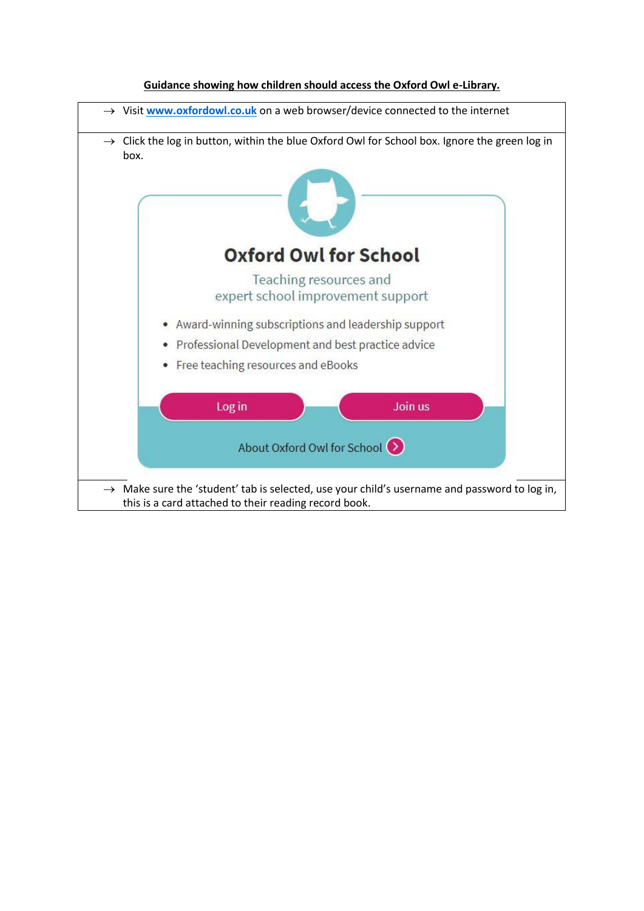**<u>Guidance showing how children should access the Oxford Owl e-Library.</u>**

→ Visit [www.oxfordowl.co.uk](http://www.oxfordowl.co.uk) on a web browser/device connected to the internet

→ Click the log in button, within the blue Oxford Owl for School box. Ignore the green log in box.

**Oxford Owl for School**

Teaching resources and expert school improvement support

- Award-winning subscriptions and leadership support
- Professional Development and best practice advice
- Free teaching resources and eBooks

Log in | Join us

About Oxford Owl for School

→ Make sure the 'student' tab is selected, use your child's username and password to log in, this is a card attached to their reading record book.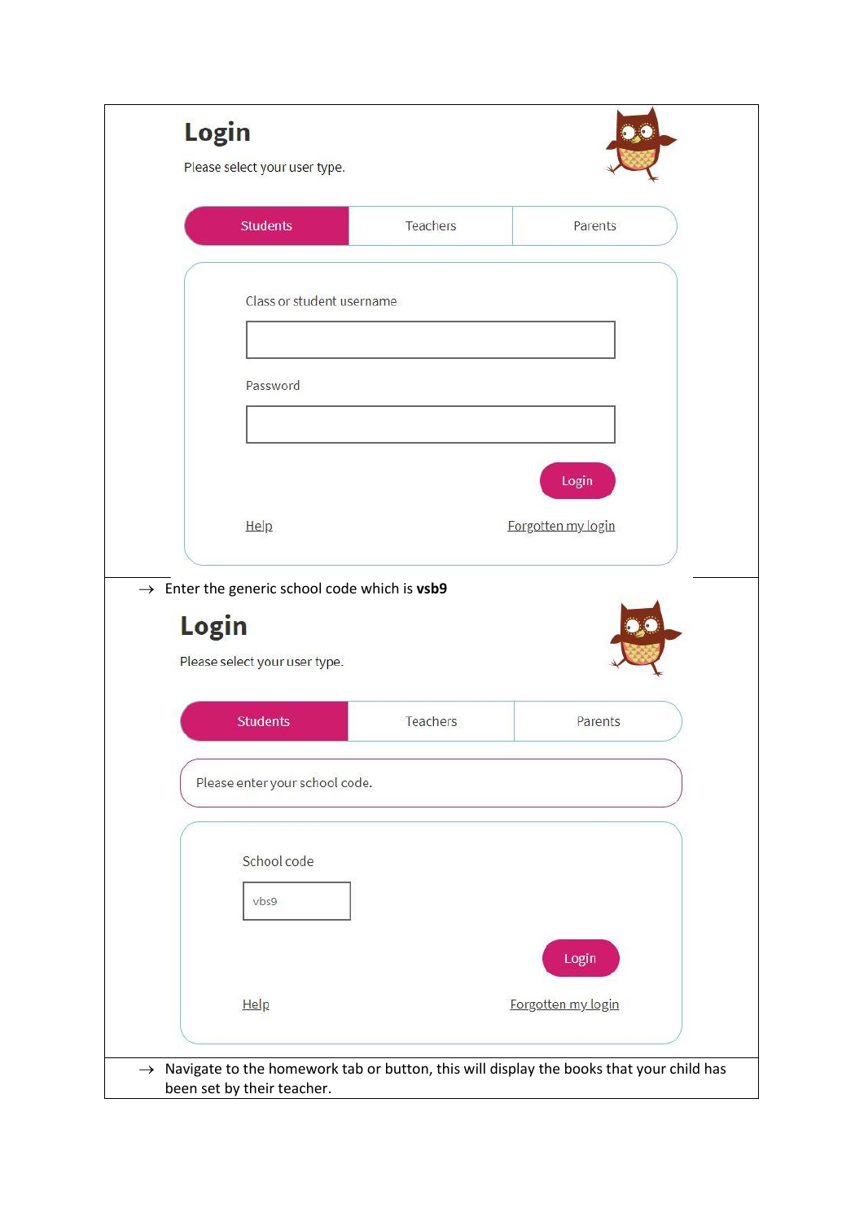## Login

Please select your user type.

Students | Teachers | Parents

Class or student username

Password

Login

Help | Forgotten my login

→ Enter the generic school code which is **vsb9**

## Login

Please select your user type.

Students | Teachers | Parents

Please enter your school code.

School code

vbs9

Login

Help | Forgotten my login

→ Navigate to the homework tab or button, this will display the books that your child has been set by their teacher.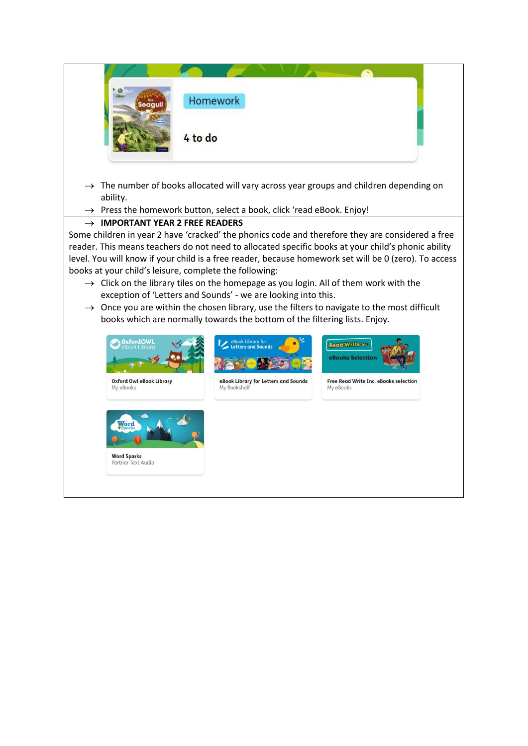Homework

4 to do

- → The number of books allocated will vary across year groups and children depending on ability.
- → Press the homework button, select a book, click 'read eBook. Enjoy!

→ **IMPORTANT YEAR 2 FREE READERS**

Some children in year 2 have 'cracked' the phonics code and therefore they are considered a free reader. This means teachers do not need to allocated specific books at your child's phonic ability level. You will know if your child is a free reader, because homework set will be 0 (zero). To access books at your child's leisure, complete the following:

- → Click on the library tiles on the homepage as you login. All of them work with the exception of 'Letters and Sounds' - we are looking into this.
- → Once you are within the chosen library, use the filters to navigate to the most difficult books which are normally towards the bottom of the filtering lists. Enjoy.

Oxford Owl eBook Library
My eBooks

eBook Library for Letters and Sounds
My Bookshelf

Free Read Write Inc. eBooks selection
My eBooks

Word Sparks
Partner Text Audio